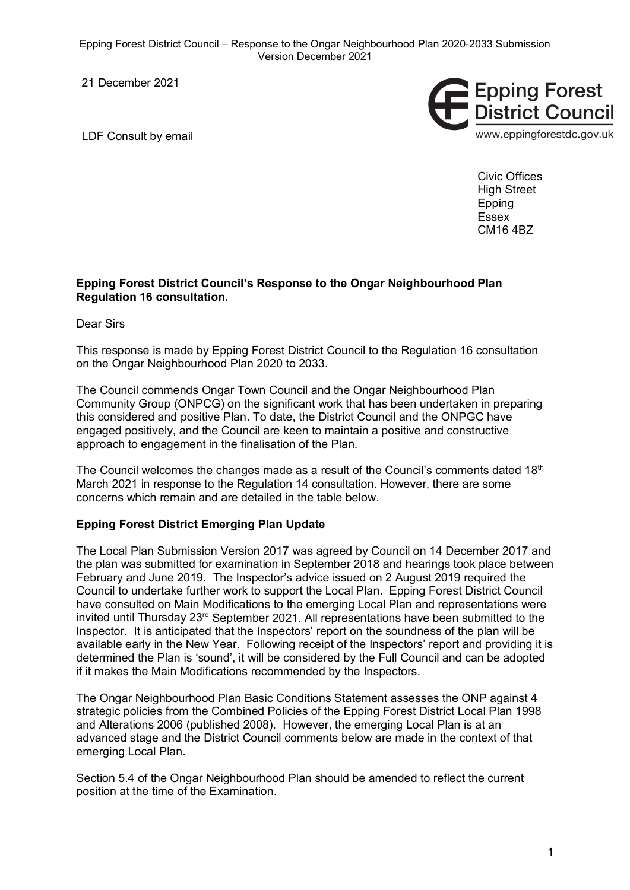21 December 2021

LDF Consult by email

Epping Forest District Council
www.eppingforestdc.gov.uk

Civic Offices
High Street
Epping
Essex
CM16 4BZ

**Epping Forest District Council's Response to the Ongar Neighbourhood Plan Regulation 16 consultation.**

Dear Sirs

This response is made by Epping Forest District Council to the Regulation 16 consultation on the Ongar Neighbourhood Plan 2020 to 2033.

The Council commends Ongar Town Council and the Ongar Neighbourhood Plan Community Group (ONPCG) on the significant work that has been undertaken in preparing this considered and positive Plan. To date, the District Council and the ONPGC have engaged positively, and the Council are keen to maintain a positive and constructive approach to engagement in the finalisation of the Plan.

The Council welcomes the changes made as a result of the Council's comments dated 18th March 2021 in response to the Regulation 14 consultation. However, there are some concerns which remain and are detailed in the table below.

**Epping Forest District Emerging Plan Update**

The Local Plan Submission Version 2017 was agreed by Council on 14 December 2017 and the plan was submitted for examination in September 2018 and hearings took place between February and June 2019. The Inspector's advice issued on 2 August 2019 required the Council to undertake further work to support the Local Plan. Epping Forest District Council have consulted on Main Modifications to the emerging Local Plan and representations were invited until Thursday 23rd September 2021. All representations have been submitted to the Inspector. It is anticipated that the Inspectors' report on the soundness of the plan will be available early in the New Year. Following receipt of the Inspectors' report and providing it is determined the Plan is 'sound', it will be considered by the Full Council and can be adopted if it makes the Main Modifications recommended by the Inspectors.

The Ongar Neighbourhood Plan Basic Conditions Statement assesses the ONP against 4 strategic policies from the Combined Policies of the Epping Forest District Local Plan 1998 and Alterations 2006 (published 2008). However, the emerging Local Plan is at an advanced stage and the District Council comments below are made in the context of that emerging Local Plan.

Section 5.4 of the Ongar Neighbourhood Plan should be amended to reflect the current position at the time of the Examination.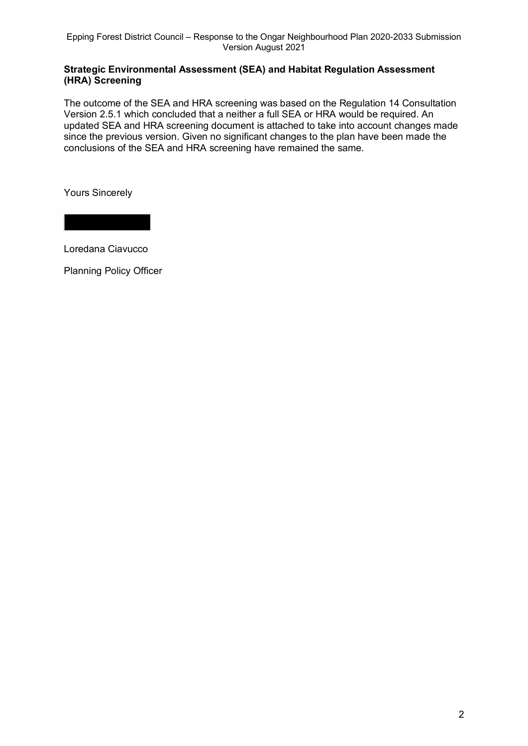**Strategic Environmental Assessment (SEA) and Habitat Regulation Assessment (HRA) Screening**

The outcome of the SEA and HRA screening was based on the Regulation 14 Consultation Version 2.5.1 which concluded that a neither a full SEA or HRA would be required. An updated SEA and HRA screening document is attached to take into account changes made since the previous version. Given no significant changes to the plan have been made the conclusions of the SEA and HRA screening have remained the same.

Yours Sincerely

Loredana Ciavucco

Planning Policy Officer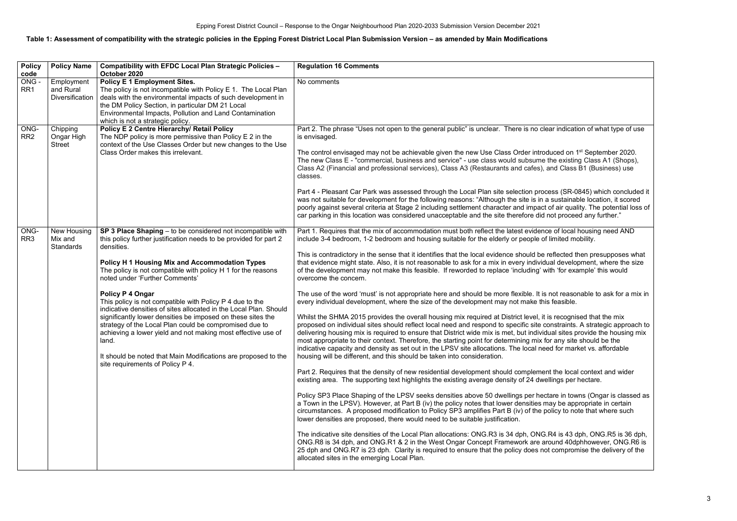**Table 1: Assessment of compatibility with the strategic policies in the Epping Forest District Local Plan Submission Version – as amended by Main Modifications**

| Policy code | Policy Name | Compatibility with EFDC Local Plan Strategic Policies – October 2020 | Regulation 16 Comments |
|---|---|---|---|
| ONG - RR1 | Employment and Rural Diversification | **Policy E 1 Employment Sites.**<br>The policy is not incompatible with Policy E 1. The Local Plan deals with the environmental impacts of such development in the DM Policy Section, in particular DM 21 Local Environmental Impacts, Pollution and Land Contamination which is not a strategic policy. | No comments |
| ONG-RR2 | Chipping Ongar High Street | **Policy E 2 Centre Hierarchy/ Retail Policy**<br>The NDP policy is more permissive than Policy E 2 in the context of the Use Classes Order but new changes to the Use Class Order makes this irrelevant. | Part 2. The phrase "Uses not open to the general public" is unclear. There is no clear indication of what type of use is envisaged.<br><br>The control envisaged may not be achievable given the new Use Class Order introduced on 1st September 2020. The new Class E - "commercial, business and service" - use class would subsume the existing Class A1 (Shops), Class A2 (Financial and professional services), Class A3 (Restaurants and cafes), and Class B1 (Business) use classes.<br><br>Part 4 - Pleasant Car Park was assessed through the Local Plan site selection process (SR-0845) which concluded it was not suitable for development for the following reasons: "Although the site is in a sustainable location, it scored poorly against several criteria at Stage 2 including settlement character and impact of air quality. The potential loss of car parking in this location was considered unacceptable and the site therefore did not proceed any further." |
| ONG-RR3 | New Housing Mix and Standards | **SP 3 Place Shaping** – to be considered not incompatible with this policy further justification needs to be provided for part 2 densities.<br><br>**Policy H 1 Housing Mix and Accommodation Types**<br>The policy is not compatible with policy H 1 for the reasons noted under 'Further Comments'<br><br>**Policy P 4 Ongar**<br>This policy is not compatible with Policy P 4 due to the indicative densities of sites allocated in the Local Plan. Should significantly lower densities be imposed on these sites the strategy of the Local Plan could be compromised due to achieving a lower yield and not making most effective use of land.<br><br>It should be noted that Main Modifications are proposed to the site requirements of Policy P 4. | Part 1. Requires that the mix of accommodation must both reflect the latest evidence of local housing need AND include 3-4 bedroom, 1-2 bedroom and housing suitable for the elderly or people of limited mobility.<br><br>This is contradictory in the sense that it identifies that the local evidence should be reflected then presupposes what that evidence might state. Also, it is not reasonable to ask for a mix in every individual development, where the size of the development may not make this feasible. If reworded to replace 'including' with 'for example' this would overcome the concern.<br><br>The use of the word 'must' is not appropriate here and should be more flexible. It is not reasonable to ask for a mix in every individual development, where the size of the development may not make this feasible.<br><br>Whilst the SHMA 2015 provides the overall housing mix required at District level, it is recognised that the mix proposed on individual sites should reflect local need and respond to specific site constraints. A strategic approach to delivering housing mix is required to ensure that District wide mix is met, but individual sites provide the housing mix most appropriate to their context. Therefore, the starting point for determining mix for any site should be the indicative capacity and density as set out in the LPSV site allocations. The local need for market vs. affordable housing will be different, and this should be taken into consideration.<br><br>Part 2. Requires that the density of new residential development should complement the local context and wider existing area. The supporting text highlights the existing average density of 24 dwellings per hectare.<br><br>Policy SP3 Place Shaping of the LPSV seeks densities above 50 dwellings per hectare in towns (Ongar is classed as a Town in the LPSV). However, at Part B (iv) the policy notes that lower densities may be appropriate in certain circumstances. A proposed modification to Policy SP3 amplifies Part B (iv) of the policy to note that where such lower densities are proposed, there would need to be suitable justification.<br><br>The indicative site densities of the Local Plan allocations: ONG.R3 is 34 dph, ONG.R4 is 43 dph, ONG.R5 is 36 dph, ONG.R8 is 34 dph, and ONG.R1 & 2 in the West Ongar Concept Framework are around 40dphhowever, ONG.R6 is 25 dph and ONG.R7 is 23 dph. Clarity is required to ensure that the policy does not compromise the delivery of the allocated sites in the emerging Local Plan. |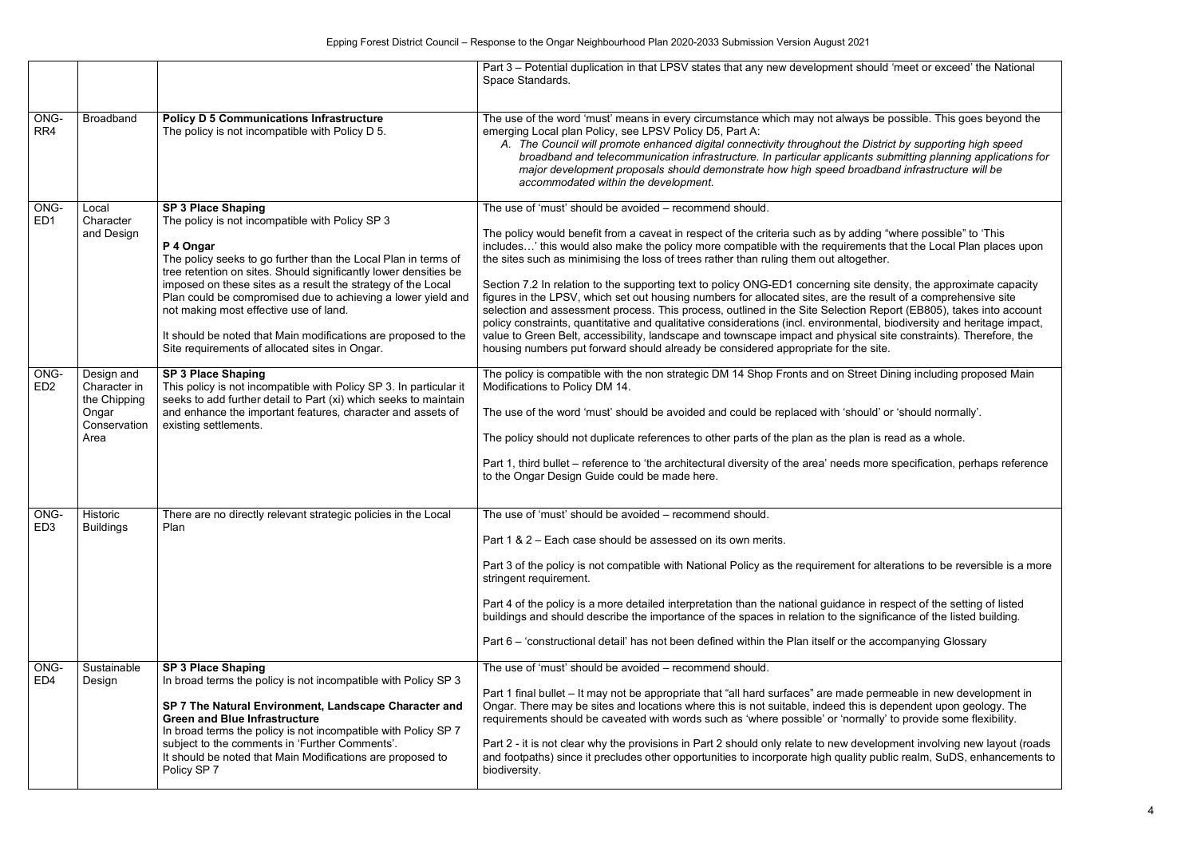| | | | Part 3 – Potential duplication in that LPSV states that any new development should 'meet or exceed' the National Space Standards. |
|---|---|---|---|
| ONG-RR4 | Broadband | **Policy D 5 Communications Infrastructure**<br>The policy is not incompatible with Policy D 5. | The use of the word 'must' means in every circumstance which may not always be possible. This goes beyond the emerging Local plan Policy, see LPSV Policy D5, Part A:<br>*A. The Council will promote enhanced digital connectivity throughout the District by supporting high speed broadband and telecommunication infrastructure. In particular applicants submitting planning applications for major development proposals should demonstrate how high speed broadband infrastructure will be accommodated within the development.* |
| ONG-ED1 | Local Character and Design | **SP 3 Place Shaping**<br>The policy is not incompatible with Policy SP 3<br><br>**P 4 Ongar**<br>The policy seeks to go further than the Local Plan in terms of tree retention on sites. Should significantly lower densities be imposed on these sites as a result the strategy of the Local Plan could be compromised due to achieving a lower yield and not making most effective use of land.<br><br>It should be noted that Main modifications are proposed to the Site requirements of allocated sites in Ongar. | The use of 'must' should be avoided – recommend should.<br><br>The policy would benefit from a caveat in respect of the criteria such as by adding "where possible" to 'This includes…' this would also make the policy more compatible with the requirements that the Local Plan places upon the sites such as minimising the loss of trees rather than ruling them out altogether.<br><br>Section 7.2 In relation to the supporting text to policy ONG-ED1 concerning site density, the approximate capacity figures in the LPSV, which set out housing numbers for allocated sites, are the result of a comprehensive site selection and assessment process. This process, outlined in the Site Selection Report (EB805), takes into account policy constraints, quantitative and qualitative considerations (incl. environmental, biodiversity and heritage impact, value to Green Belt, accessibility, landscape and townscape impact and physical site constraints). Therefore, the housing numbers put forward should already be considered appropriate for the site. |
| ONG-ED2 | Design and Character in the Chipping Ongar Conservation Area | **SP 3 Place Shaping**<br>This policy is not incompatible with Policy SP 3. In particular it seeks to add further detail to Part (xi) which seeks to maintain and enhance the important features, character and assets of existing settlements. | The policy is compatible with the non strategic DM 14 Shop Fronts and on Street Dining including proposed Main Modifications to Policy DM 14.<br><br>The use of the word 'must' should be avoided and could be replaced with 'should' or 'should normally'.<br><br>The policy should not duplicate references to other parts of the plan as the plan is read as a whole.<br><br>Part 1, third bullet – reference to 'the architectural diversity of the area' needs more specification, perhaps reference to the Ongar Design Guide could be made here. |
| ONG-ED3 | Historic Buildings | There are no directly relevant strategic policies in the Local Plan | The use of 'must' should be avoided – recommend should.<br><br>Part 1 & 2 – Each case should be assessed on its own merits.<br><br>Part 3 of the policy is not compatible with National Policy as the requirement for alterations to be reversible is a more stringent requirement.<br><br>Part 4 of the policy is a more detailed interpretation than the national guidance in respect of the setting of listed buildings and should describe the importance of the spaces in relation to the significance of the listed building.<br><br>Part 6 – 'constructional detail' has not been defined within the Plan itself or the accompanying Glossary |
| ONG-ED4 | Sustainable Design | **SP 3 Place Shaping**<br>In broad terms the policy is not incompatible with Policy SP 3<br><br>**SP 7 The Natural Environment, Landscape Character and Green and Blue Infrastructure**<br>In broad terms the policy is not incompatible with Policy SP 7 subject to the comments in 'Further Comments'.<br>It should be noted that Main Modifications are proposed to Policy SP 7 | The use of 'must' should be avoided – recommend should.<br><br>Part 1 final bullet – It may not be appropriate that "all hard surfaces" are made permeable in new development in Ongar. There may be sites and locations where this is not suitable, indeed this is dependent upon geology. The requirements should be caveated with words such as 'where possible' or 'normally' to provide some flexibility.<br><br>Part 2 - it is not clear why the provisions in Part 2 should only relate to new development involving new layout (roads and footpaths) since it precludes other opportunities to incorporate high quality public realm, SuDS, enhancements to biodiversity. |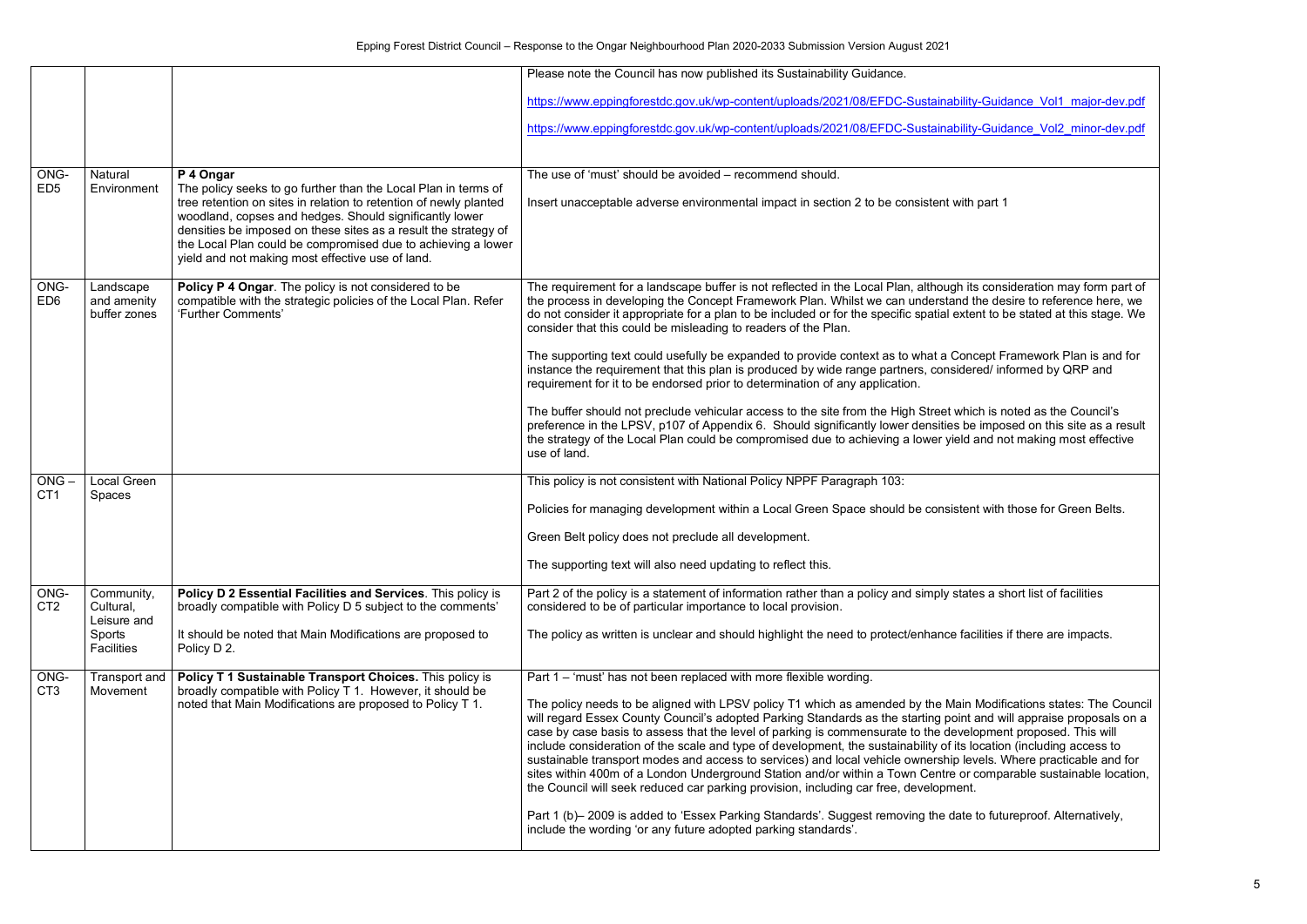| | | | |
|---|---|---|---|
| | | | Please note the Council has now published its Sustainability Guidance.<br><br>https://www.eppingforestdc.gov.uk/wp-content/uploads/2021/08/EFDC-Sustainability-Guidance_Vol1_major-dev.pdf<br><br>https://www.eppingforestdc.gov.uk/wp-content/uploads/2021/08/EFDC-Sustainability-Guidance_Vol2_minor-dev.pdf |
| ONG-ED5 | Natural Environment | **P 4 Ongar**<br>The policy seeks to go further than the Local Plan in terms of tree retention on sites in relation to retention of newly planted woodland, copses and hedges. Should significantly lower densities be imposed on these sites as a result the strategy of the Local Plan could be compromised due to achieving a lower yield and not making most effective use of land. | The use of 'must' should be avoided – recommend should.<br><br>Insert unacceptable adverse environmental impact in section 2 to be consistent with part 1 |
| ONG-ED6 | Landscape and amenity buffer zones | **Policy P 4 Ongar**. The policy is not considered to be compatible with the strategic policies of the Local Plan. Refer 'Further Comments' | The requirement for a landscape buffer is not reflected in the Local Plan, although its consideration may form part of the process in developing the Concept Framework Plan. Whilst we can understand the desire to reference here, we do not consider it appropriate for a plan to be included or for the specific spatial extent to be stated at this stage. We consider that this could be misleading to readers of the Plan.<br><br>The supporting text could usefully be expanded to provide context as to what a Concept Framework Plan is and for instance the requirement that this plan is produced by wide range partners, considered/ informed by QRP and requirement for it to be endorsed prior to determination of any application.<br><br>The buffer should not preclude vehicular access to the site from the High Street which is noted as the Council's preference in the LPSV, p107 of Appendix 6. Should significantly lower densities be imposed on this site as a result the strategy of the Local Plan could be compromised due to achieving a lower yield and not making most effective use of land. |
| ONG – CT1 | Local Green Spaces | | This policy is not consistent with National Policy NPPF Paragraph 103:<br><br>Policies for managing development within a Local Green Space should be consistent with those for Green Belts.<br><br>Green Belt policy does not preclude all development.<br><br>The supporting text will also need updating to reflect this. |
| ONG-CT2 | Community, Cultural, Leisure and Sports Facilities | **Policy D 2 Essential Facilities and Services**. This policy is broadly compatible with Policy D 5 subject to the comments'<br><br>It should be noted that Main Modifications are proposed to Policy D 2. | Part 2 of the policy is a statement of information rather than a policy and simply states a short list of facilities considered to be of particular importance to local provision.<br><br>The policy as written is unclear and should highlight the need to protect/enhance facilities if there are impacts. |
| ONG-CT3 | Transport and Movement | **Policy T 1 Sustainable Transport Choices.** This policy is broadly compatible with Policy T 1. However, it should be noted that Main Modifications are proposed to Policy T 1. | Part 1 – 'must' has not been replaced with more flexible wording.<br><br>The policy needs to be aligned with LPSV policy T1 which as amended by the Main Modifications states: The Council will regard Essex County Council's adopted Parking Standards as the starting point and will appraise proposals on a case by case basis to assess that the level of parking is commensurate to the development proposed. This will include consideration of the scale and type of development, the sustainability of its location (including access to sustainable transport modes and access to services) and local vehicle ownership levels. Where practicable and for sites within 400m of a London Underground Station and/or within a Town Centre or comparable sustainable location, the Council will seek reduced car parking provision, including car free, development.<br><br>Part 1 (b)– 2009 is added to 'Essex Parking Standards'. Suggest removing the date to futureproof. Alternatively, include the wording 'or any future adopted parking standards'. |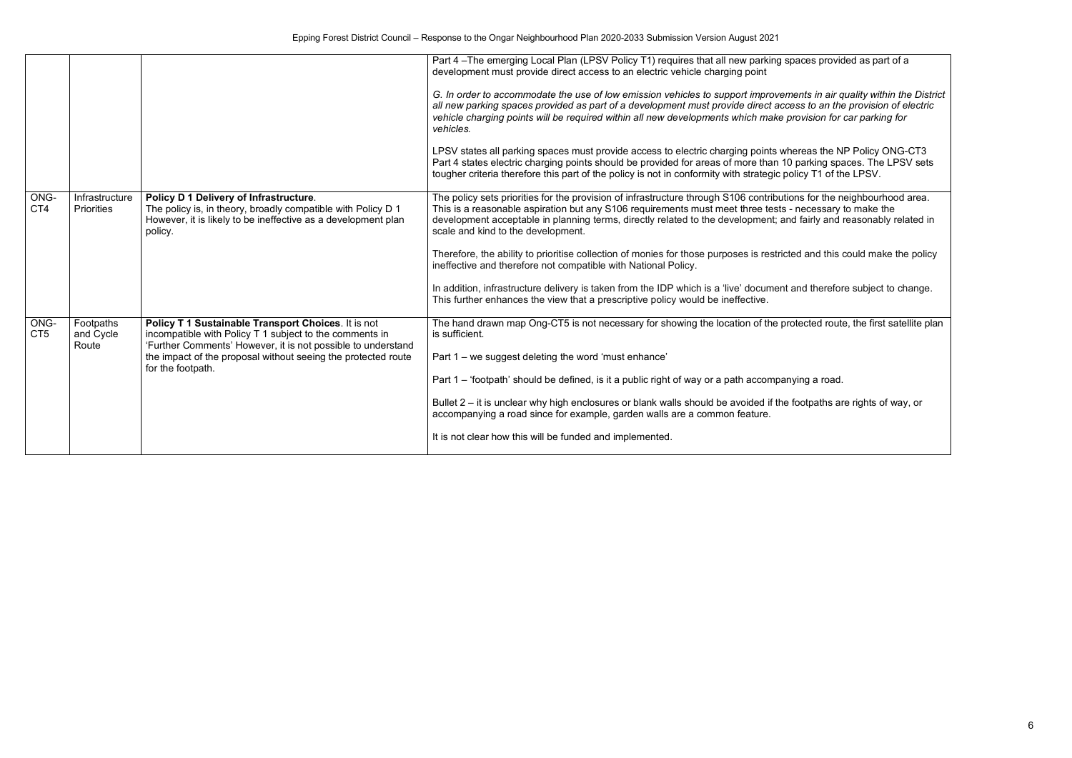| | | | |
|---|---|---|---|
| | | | Part 4 –The emerging Local Plan (LPSV Policy T1) requires that all new parking spaces provided as part of a development must provide direct access to an electric vehicle charging point<br><br>*G. In order to accommodate the use of low emission vehicles to support improvements in air quality within the District all new parking spaces provided as part of a development must provide direct access to an the provision of electric vehicle charging points will be required within all new developments which make provision for car parking for vehicles.*<br><br>LPSV states all parking spaces must provide access to electric charging points whereas the NP Policy ONG-CT3 Part 4 states electric charging points should be provided for areas of more than 10 parking spaces. The LPSV sets tougher criteria therefore this part of the policy is not in conformity with strategic policy T1 of the LPSV. |
| ONG-CT4 | Infrastructure Priorities | **Policy D 1 Delivery of Infrastructure**.<br>The policy is, in theory, broadly compatible with Policy D 1 However, it is likely to be ineffective as a development plan policy. | The policy sets priorities for the provision of infrastructure through S106 contributions for the neighbourhood area. This is a reasonable aspiration but any S106 requirements must meet three tests - necessary to make the development acceptable in planning terms, directly related to the development; and fairly and reasonably related in scale and kind to the development.<br><br>Therefore, the ability to prioritise collection of monies for those purposes is restricted and this could make the policy ineffective and therefore not compatible with National Policy.<br><br>In addition, infrastructure delivery is taken from the IDP which is a 'live' document and therefore subject to change. This further enhances the view that a prescriptive policy would be ineffective. |
| ONG-CT5 | Footpaths and Cycle Route | **Policy T 1 Sustainable Transport Choices**. It is not incompatible with Policy T 1 subject to the comments in 'Further Comments' However, it is not possible to understand the impact of the proposal without seeing the protected route for the footpath. | The hand drawn map Ong-CT5 is not necessary for showing the location of the protected route, the first satellite plan is sufficient.<br><br>Part 1 – we suggest deleting the word 'must enhance'<br><br>Part 1 – 'footpath' should be defined, is it a public right of way or a path accompanying a road.<br><br>Bullet 2 – it is unclear why high enclosures or blank walls should be avoided if the footpaths are rights of way, or accompanying a road since for example, garden walls are a common feature.<br><br>It is not clear how this will be funded and implemented. |